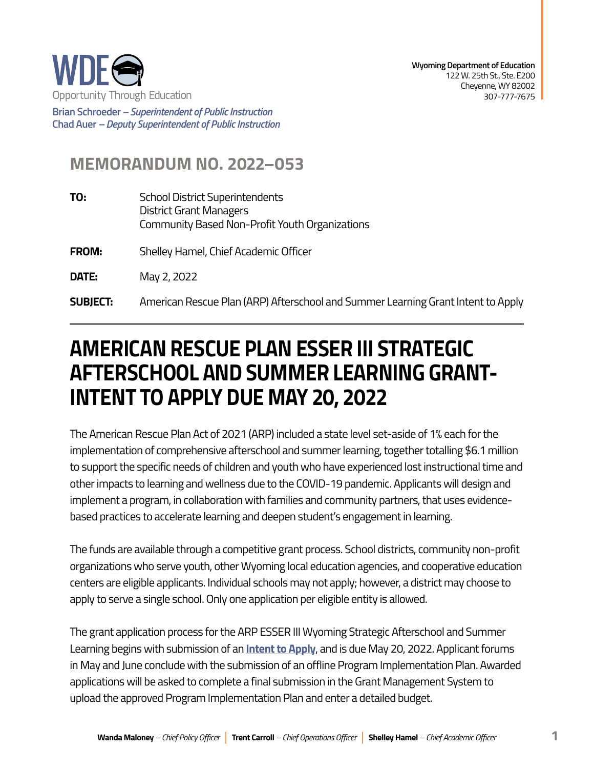WDE
Opportunity Through Education

**Brian Schroeder** – *Superintendent of Public Instruction*
**Chad Auer** – *Deputy Superintendent of Public Instruction*

**Wyoming Department of Education**
122 W. 25th St., Ste. E200
Cheyenne, WY 82002
307-777-7675

## MEMORANDUM NO. 2022–053

**TO:** School District Superintendents
District Grant Managers
Community Based Non-Profit Youth Organizations

**FROM:** Shelley Hamel, Chief Academic Officer

**DATE:** May 2, 2022

**SUBJECT:** American Rescue Plan (ARP) Afterschool and Summer Learning Grant Intent to Apply

---

# AMERICAN RESCUE PLAN ESSER III STRATEGIC AFTERSCHOOL AND SUMMER LEARNING GRANT- INTENT TO APPLY DUE MAY 20, 2022

The American Rescue Plan Act of 2021 (ARP) included a state level set-aside of 1% each for the implementation of comprehensive afterschool and summer learning, together totalling $6.1 million to support the specific needs of children and youth who have experienced lost instructional time and other impacts to learning and wellness due to the COVID-19 pandemic. Applicants will design and implement a program, in collaboration with families and community partners, that uses evidence-based practices to accelerate learning and deepen student's engagement in learning.

The funds are available through a competitive grant process. School districts, community non-profit organizations who serve youth, other Wyoming local education agencies, and cooperative education centers are eligible applicants. Individual schools may not apply; however, a district may choose to apply to serve a single school. Only one application per eligible entity is allowed.

The grant application process for the ARP ESSER III Wyoming Strategic Afterschool and Summer Learning begins with submission of an **Intent to Apply**, and is due May 20, 2022. Applicant forums in May and June conclude with the submission of an offline Program Implementation Plan. Awarded applications will be asked to complete a final submission in the Grant Management System to upload the approved Program Implementation Plan and enter a detailed budget.

**Wanda Maloney** – *Chief Policy Officer* | **Trent Carroll** – *Chief Operations Officer* | **Shelley Hamel** – *Chief Academic Officer*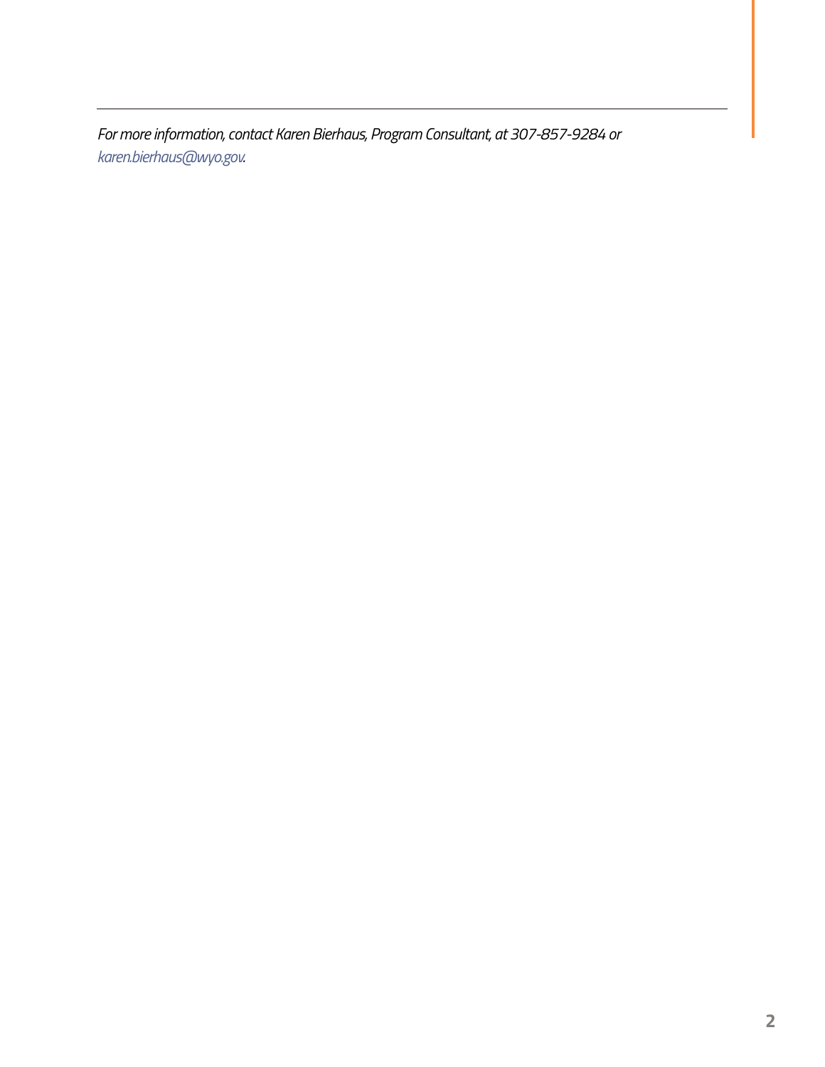---

*For more information, contact Karen Bierhaus, Program Consultant, at 307-857-9284 or karen.bierhaus@wyo.gov.*